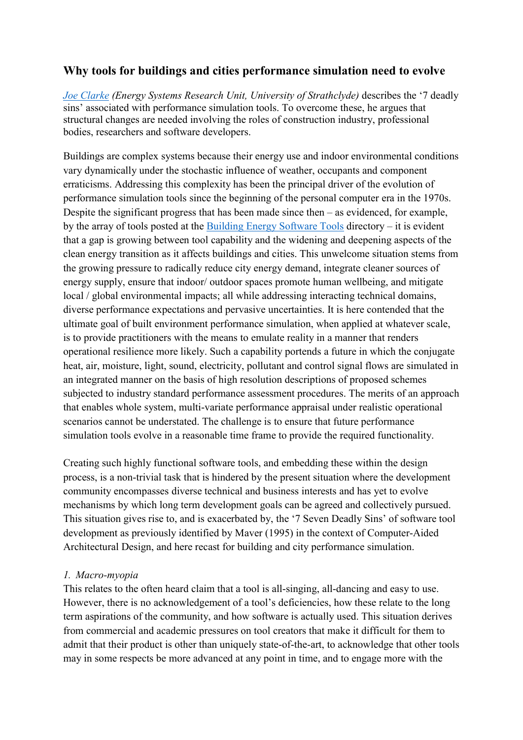## Why tools for buildings and cities performance simulation need to evolve

*[Joe Clarke](#) (Energy Systems Research Unit, University of Strathclyde)* describes the '7 deadly sins' associated with performance simulation tools. To overcome these, he argues that structural changes are needed involving the roles of construction industry, professional bodies, researchers and software developers.

Buildings are complex systems because their energy use and indoor environmental conditions vary dynamically under the stochastic influence of weather, occupants and component erraticisms. Addressing this complexity has been the principal driver of the evolution of performance simulation tools since the beginning of the personal computer era in the 1970s. Despite the significant progress that has been made since then – as evidenced, for example, by the array of tools posted at the [Building Energy Software Tools](#) directory – it is evident that a gap is growing between tool capability and the widening and deepening aspects of the clean energy transition as it affects buildings and cities. This unwelcome situation stems from the growing pressure to radically reduce city energy demand, integrate cleaner sources of energy supply, ensure that indoor/ outdoor spaces promote human wellbeing, and mitigate local / global environmental impacts; all while addressing interacting technical domains, diverse performance expectations and pervasive uncertainties. It is here contended that the ultimate goal of built environment performance simulation, when applied at whatever scale, is to provide practitioners with the means to emulate reality in a manner that renders operational resilience more likely. Such a capability portends a future in which the conjugate heat, air, moisture, light, sound, electricity, pollutant and control signal flows are simulated in an integrated manner on the basis of high resolution descriptions of proposed schemes subjected to industry standard performance assessment procedures. The merits of an approach that enables whole system, multi-variate performance appraisal under realistic operational scenarios cannot be understated. The challenge is to ensure that future performance simulation tools evolve in a reasonable time frame to provide the required functionality.

Creating such highly functional software tools, and embedding these within the design process, is a non-trivial task that is hindered by the present situation where the development community encompasses diverse technical and business interests and has yet to evolve mechanisms by which long term development goals can be agreed and collectively pursued. This situation gives rise to, and is exacerbated by, the '7 Seven Deadly Sins' of software tool development as previously identified by Maver (1995) in the context of Computer-Aided Architectural Design, and here recast for building and city performance simulation.

*1. Macro-myopia*

This relates to the often heard claim that a tool is all-singing, all-dancing and easy to use. However, there is no acknowledgement of a tool's deficiencies, how these relate to the long term aspirations of the community, and how software is actually used. This situation derives from commercial and academic pressures on tool creators that make it difficult for them to admit that their product is other than uniquely state-of-the-art, to acknowledge that other tools may in some respects be more advanced at any point in time, and to engage more with the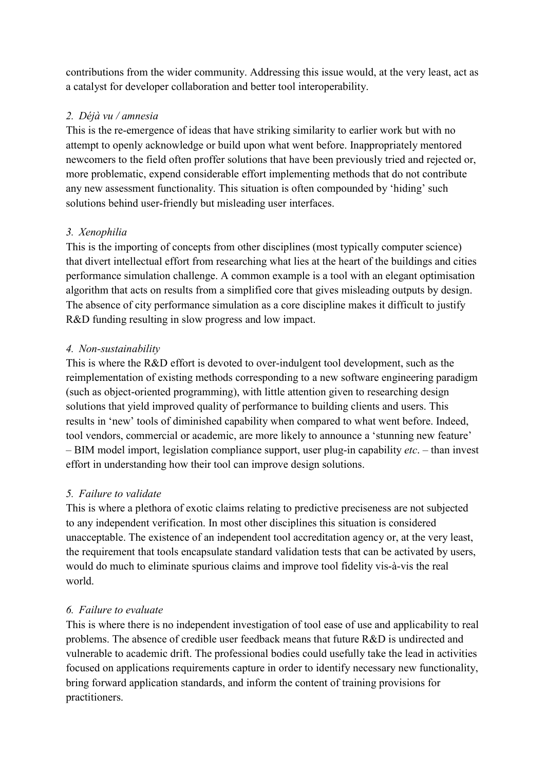contributions from the wider community. Addressing this issue would, at the very least, act as a catalyst for developer collaboration and better tool interoperability.

*2. Déjà vu / amnesia*

This is the re-emergence of ideas that have striking similarity to earlier work but with no attempt to openly acknowledge or build upon what went before. Inappropriately mentored newcomers to the field often proffer solutions that have been previously tried and rejected or, more problematic, expend considerable effort implementing methods that do not contribute any new assessment functionality. This situation is often compounded by 'hiding' such solutions behind user-friendly but misleading user interfaces.

*3. Xenophilia*

This is the importing of concepts from other disciplines (most typically computer science) that divert intellectual effort from researching what lies at the heart of the buildings and cities performance simulation challenge. A common example is a tool with an elegant optimisation algorithm that acts on results from a simplified core that gives misleading outputs by design. The absence of city performance simulation as a core discipline makes it difficult to justify R&D funding resulting in slow progress and low impact.

*4. Non-sustainability*

This is where the R&D effort is devoted to over-indulgent tool development, such as the reimplementation of existing methods corresponding to a new software engineering paradigm (such as object-oriented programming), with little attention given to researching design solutions that yield improved quality of performance to building clients and users. This results in 'new' tools of diminished capability when compared to what went before. Indeed, tool vendors, commercial or academic, are more likely to announce a 'stunning new feature' – BIM model import, legislation compliance support, user plug-in capability *etc*. – than invest effort in understanding how their tool can improve design solutions.

*5. Failure to validate*

This is where a plethora of exotic claims relating to predictive preciseness are not subjected to any independent verification. In most other disciplines this situation is considered unacceptable. The existence of an independent tool accreditation agency or, at the very least, the requirement that tools encapsulate standard validation tests that can be activated by users, would do much to eliminate spurious claims and improve tool fidelity vis-à-vis the real world.

*6. Failure to evaluate*

This is where there is no independent investigation of tool ease of use and applicability to real problems. The absence of credible user feedback means that future R&D is undirected and vulnerable to academic drift. The professional bodies could usefully take the lead in activities focused on applications requirements capture in order to identify necessary new functionality, bring forward application standards, and inform the content of training provisions for practitioners.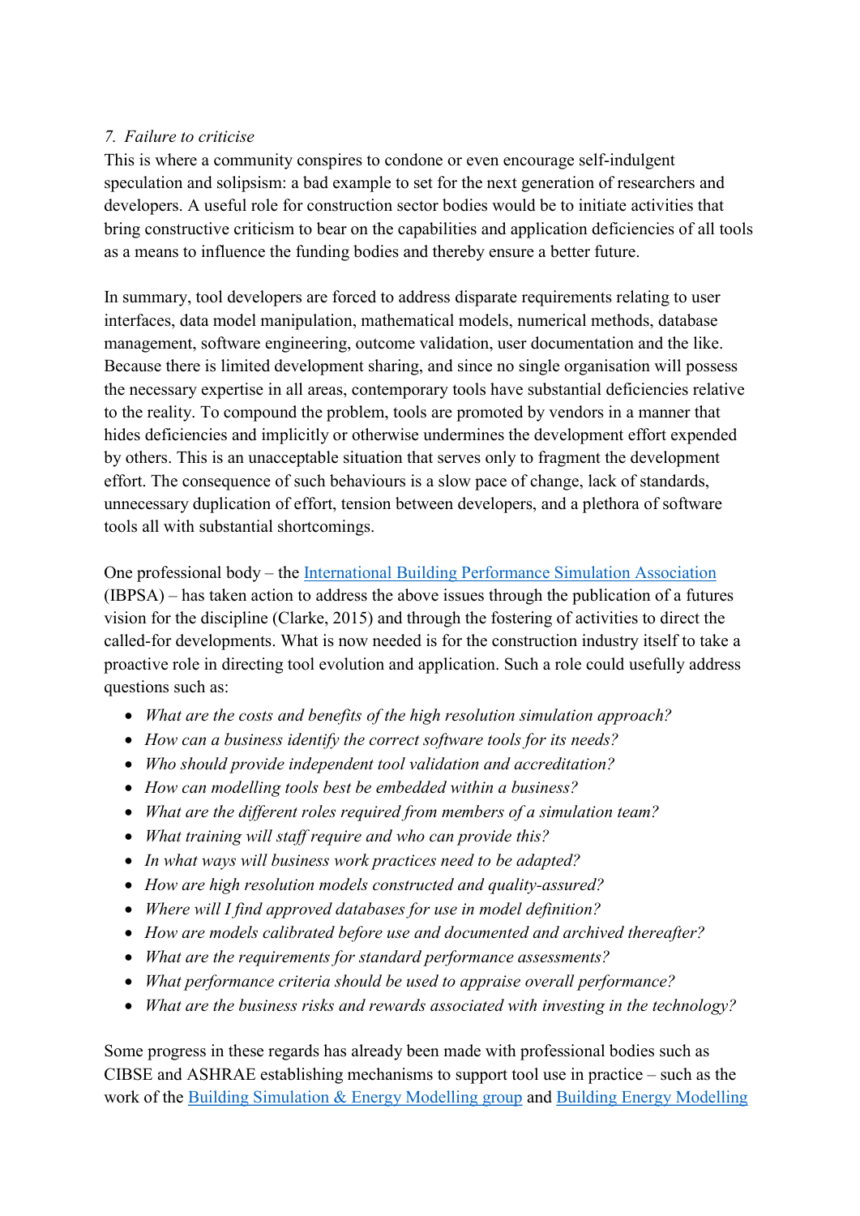*7. Failure to criticise*

This is where a community conspires to condone or even encourage self-indulgent speculation and solipsism: a bad example to set for the next generation of researchers and developers. A useful role for construction sector bodies would be to initiate activities that bring constructive criticism to bear on the capabilities and application deficiencies of all tools as a means to influence the funding bodies and thereby ensure a better future.

In summary, tool developers are forced to address disparate requirements relating to user interfaces, data model manipulation, mathematical models, numerical methods, database management, software engineering, outcome validation, user documentation and the like. Because there is limited development sharing, and since no single organisation will possess the necessary expertise in all areas, contemporary tools have substantial deficiencies relative to the reality. To compound the problem, tools are promoted by vendors in a manner that hides deficiencies and implicitly or otherwise undermines the development effort expended by others. This is an unacceptable situation that serves only to fragment the development effort. The consequence of such behaviours is a slow pace of change, lack of standards, unnecessary duplication of effort, tension between developers, and a plethora of software tools all with substantial shortcomings.

One professional body – the International Building Performance Simulation Association (IBPSA) – has taken action to address the above issues through the publication of a futures vision for the discipline (Clarke, 2015) and through the fostering of activities to direct the called-for developments. What is now needed is for the construction industry itself to take a proactive role in directing tool evolution and application. Such a role could usefully address questions such as:

- *What are the costs and benefits of the high resolution simulation approach?*
- *How can a business identify the correct software tools for its needs?*
- *Who should provide independent tool validation and accreditation?*
- *How can modelling tools best be embedded within a business?*
- *What are the different roles required from members of a simulation team?*
- *What training will staff require and who can provide this?*
- *In what ways will business work practices need to be adapted?*
- *How are high resolution models constructed and quality-assured?*
- *Where will I find approved databases for use in model definition?*
- *How are models calibrated before use and documented and archived thereafter?*
- *What are the requirements for standard performance assessments?*
- *What performance criteria should be used to appraise overall performance?*
- *What are the business risks and rewards associated with investing in the technology?*

Some progress in these regards has already been made with professional bodies such as CIBSE and ASHRAE establishing mechanisms to support tool use in practice – such as the work of the Building Simulation & Energy Modelling group and Building Energy Modelling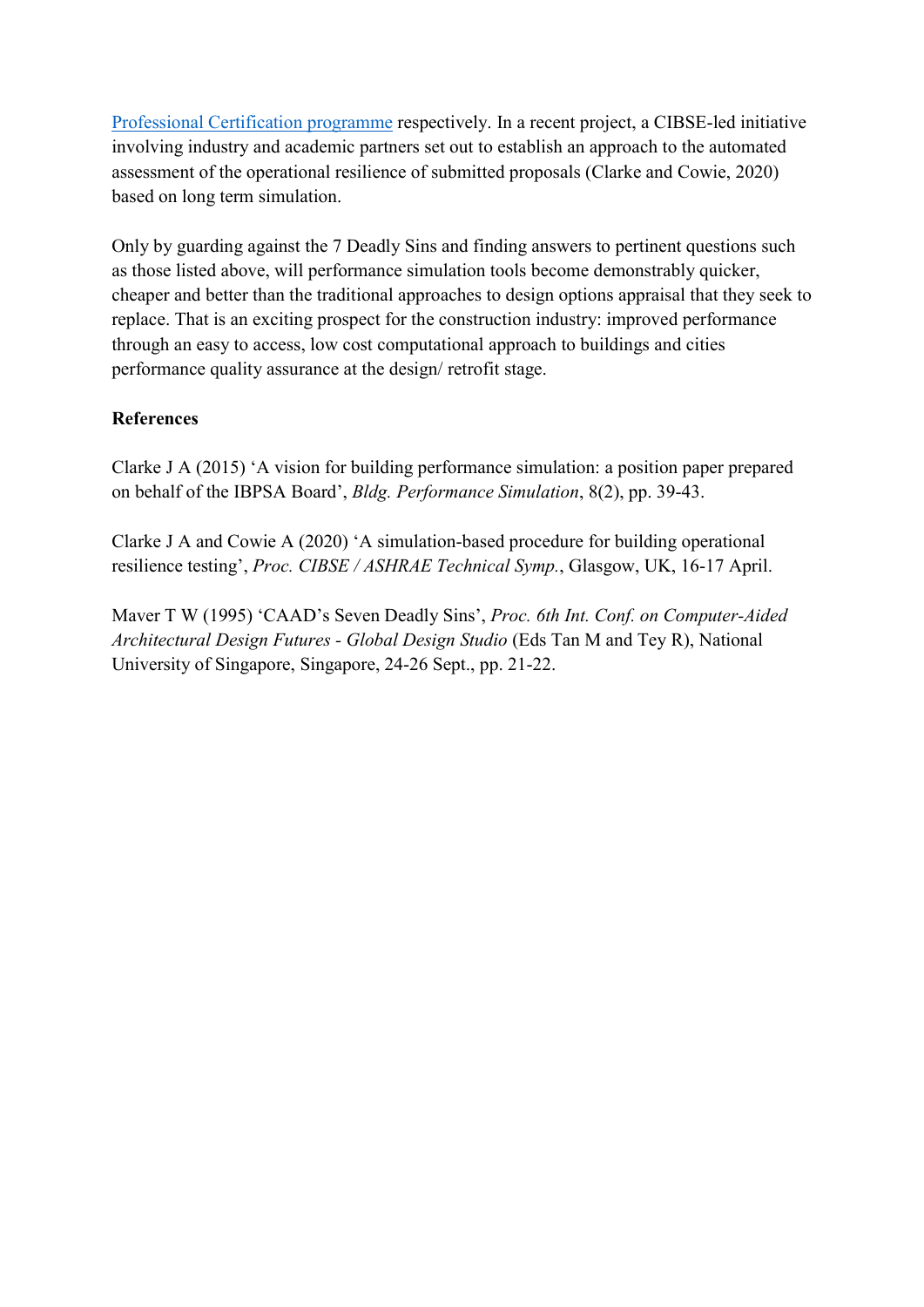Professional Certification programme respectively. In a recent project, a CIBSE-led initiative involving industry and academic partners set out to establish an approach to the automated assessment of the operational resilience of submitted proposals (Clarke and Cowie, 2020) based on long term simulation.

Only by guarding against the 7 Deadly Sins and finding answers to pertinent questions such as those listed above, will performance simulation tools become demonstrably quicker, cheaper and better than the traditional approaches to design options appraisal that they seek to replace. That is an exciting prospect for the construction industry: improved performance through an easy to access, low cost computational approach to buildings and cities performance quality assurance at the design/ retrofit stage.

**References**

Clarke J A (2015) 'A vision for building performance simulation: a position paper prepared on behalf of the IBPSA Board', *Bldg. Performance Simulation*, 8(2), pp. 39-43.

Clarke J A and Cowie A (2020) 'A simulation-based procedure for building operational resilience testing', *Proc. CIBSE / ASHRAE Technical Symp.*, Glasgow, UK, 16-17 April.

Maver T W (1995) 'CAAD's Seven Deadly Sins', *Proc. 6th Int. Conf. on Computer-Aided Architectural Design Futures - Global Design Studio* (Eds Tan M and Tey R), National University of Singapore, Singapore, 24-26 Sept., pp. 21-22.